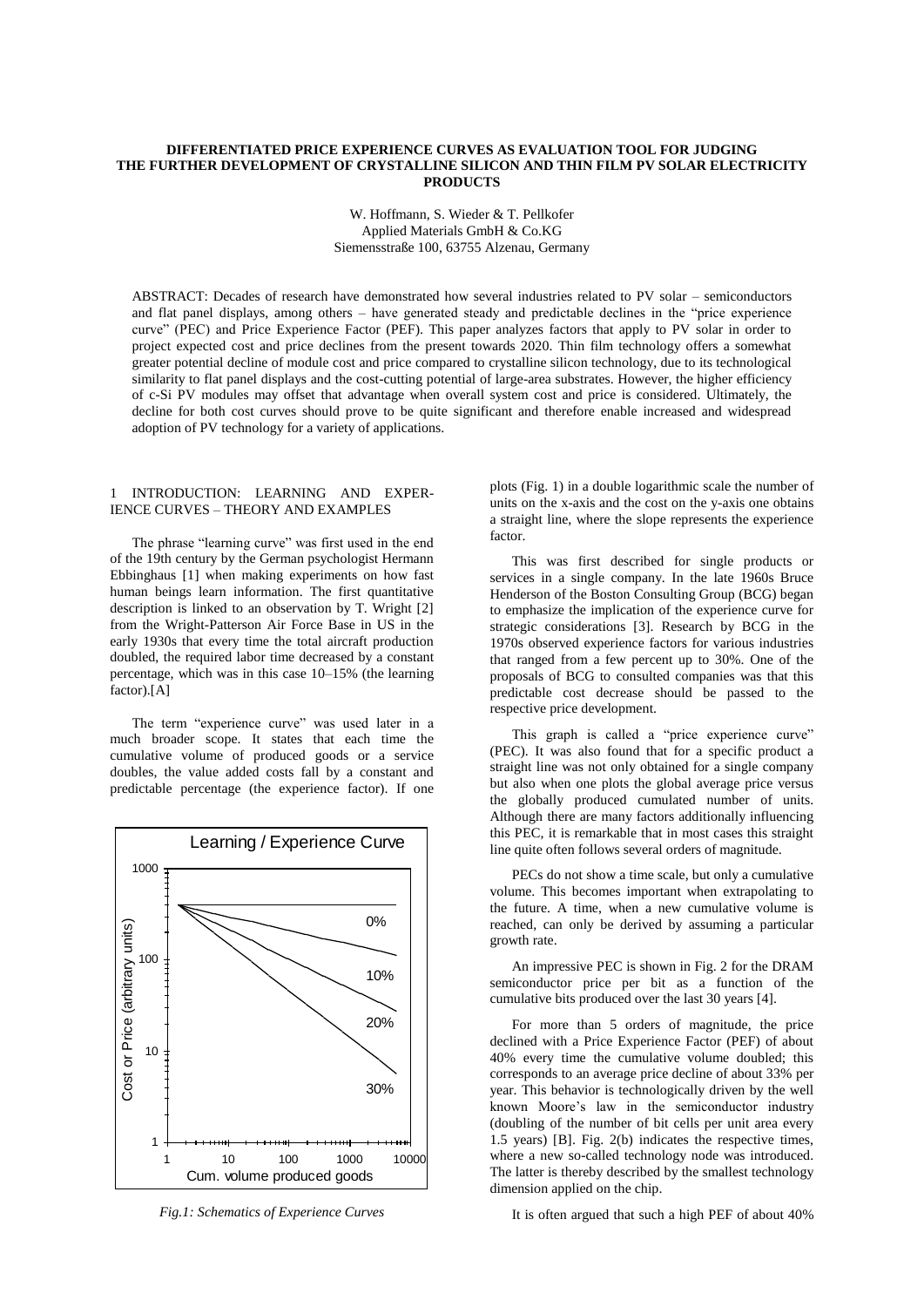# DIFFERENTIATED PRICE EXPERIENCE CURVES AS EVALUATION TOOL FOR JUDGING THE FURTHER DEVELOPMENT OF CRYSTALLINE SILICON AND THIN FILM PV SOLAR ELECTRICITY PRODUCTS

W. Hoffmann, S. Wieder & T. Pellkofer
Applied Materials GmbH & Co.KG
Siemensstraße 100, 63755 Alzenau, Germany

ABSTRACT: Decades of research have demonstrated how several industries related to PV solar – semiconductors and flat panel displays, among others – have generated steady and predictable declines in the "price experience curve" (PEC) and Price Experience Factor (PEF). This paper analyzes factors that apply to PV solar in order to project expected cost and price declines from the present towards 2020. Thin film technology offers a somewhat greater potential decline of module cost and price compared to crystalline silicon technology, due to its technological similarity to flat panel displays and the cost-cutting potential of large-area substrates. However, the higher efficiency of c-Si PV modules may offset that advantage when overall system cost and price is considered. Ultimately, the decline for both cost curves should prove to be quite significant and therefore enable increased and widespread adoption of PV technology for a variety of applications.

## 1 INTRODUCTION: LEARNING AND EXPERIENCE CURVES – THEORY AND EXAMPLES

The phrase "learning curve" was first used in the end of the 19th century by the German psychologist Hermann Ebbinghaus [1] when making experiments on how fast human beings learn information. The first quantitative description is linked to an observation by T. Wright [2] from the Wright-Patterson Air Force Base in US in the early 1930s that every time the total aircraft production doubled, the required labor time decreased by a constant percentage, which was in this case 10–15% (the learning factor).[A]

The term "experience curve" was used later in a much broader scope. It states that each time the cumulative volume of produced goods or a service doubles, the value added costs fall by a constant and predictable percentage (the experience factor). If one plots (Fig. 1) in a double logarithmic scale the number of units on the x-axis and the cost on the y-axis one obtains a straight line, where the slope represents the experience factor.

*Fig.1: Schematics of Experience Curves*

This was first described for single products or services in a single company. In the late 1960s Bruce Henderson of the Boston Consulting Group (BCG) began to emphasize the implication of the experience curve for strategic considerations [3]. Research by BCG in the 1970s observed experience factors for various industries that ranged from a few percent up to 30%. One of the proposals of BCG to consulted companies was that this predictable cost decrease should be passed to the respective price development.

This graph is called a "price experience curve" (PEC). It was also found that for a specific product a straight line was not only obtained for a single company but also when one plots the global average price versus the globally produced cumulated number of units. Although there are many factors additionally influencing this PEC, it is remarkable that in most cases this straight line quite often follows several orders of magnitude.

PECs do not show a time scale, but only a cumulative volume. This becomes important when extrapolating to the future. A time, when a new cumulative volume is reached, can only be derived by assuming a particular growth rate.

An impressive PEC is shown in Fig. 2 for the DRAM semiconductor price per bit as a function of the cumulative bits produced over the last 30 years [4].

For more than 5 orders of magnitude, the price declined with a Price Experience Factor (PEF) of about 40% every time the cumulative volume doubled; this corresponds to an average price decline of about 33% per year. This behavior is technologically driven by the well known Moore's law in the semiconductor industry (doubling of the number of bit cells per unit area every 1.5 years) [B]. Fig. 2(b) indicates the respective times, where a new so-called technology node was introduced. The latter is thereby described by the smallest technology dimension applied on the chip.

It is often argued that such a high PEF of about 40%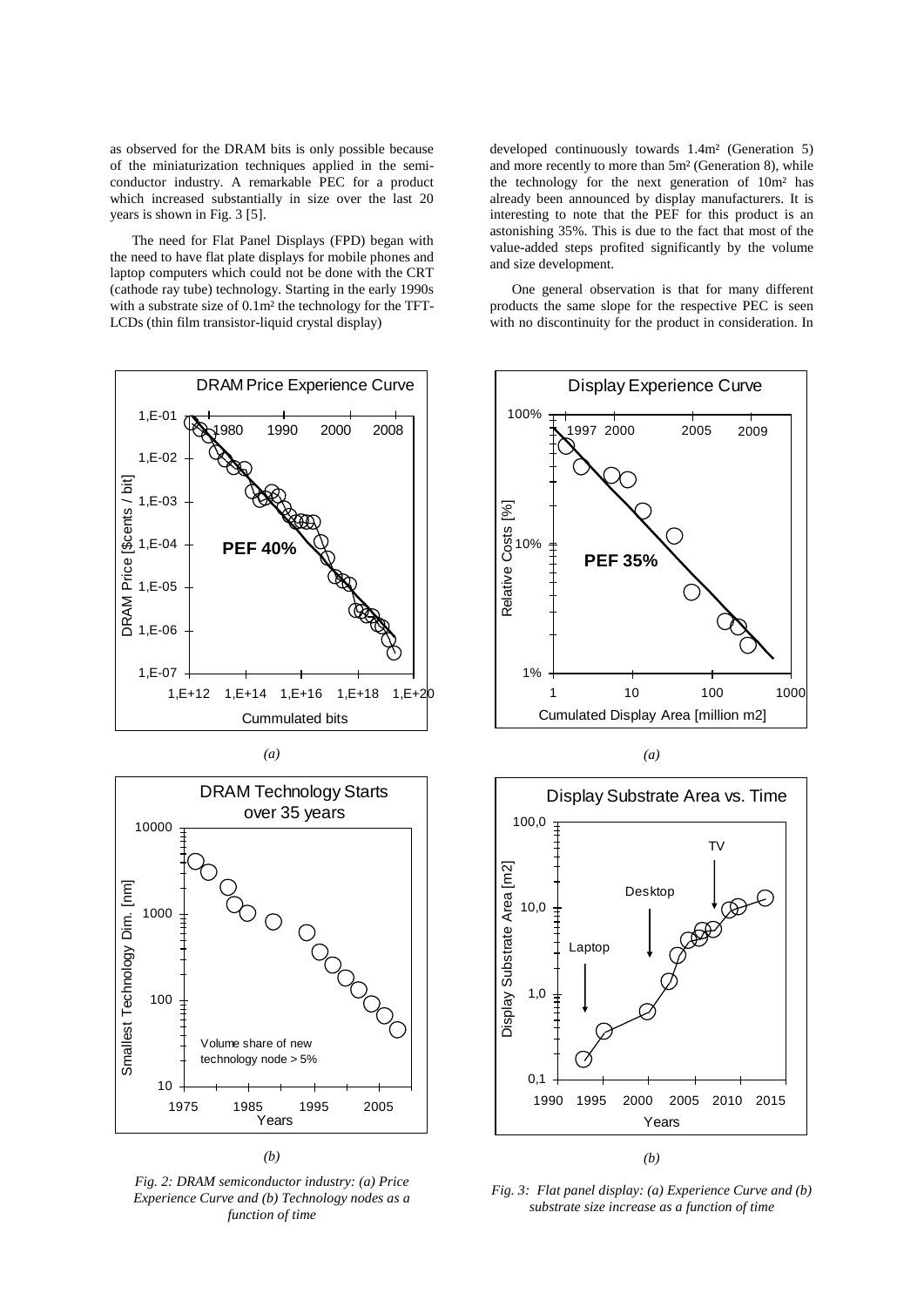as observed for the DRAM bits is only possible because of the miniaturization techniques applied in the semi-conductor industry. A remarkable PEC for a product which increased substantially in size over the last 20 years is shown in Fig. 3 [5].

The need for Flat Panel Displays (FPD) began with the need to have flat plate displays for mobile phones and laptop computers which could not be done with the CRT (cathode ray tube) technology. Starting in the early 1990s with a substrate size of 0.1m² the technology for the TFT-LCDs (thin film transistor-liquid crystal display) developed continuously towards 1.4m² (Generation 5) and more recently to more than 5m² (Generation 8), while the technology for the next generation of 10m² has already been announced by display manufacturers. It is interesting to note that the PEF for this product is an astonishing 35%. This is due to the fact that most of the value-added steps profited significantly by the volume and size development.

One general observation is that for many different products the same slope for the respective PEC is seen with no discontinuity for the product in consideration. In

*(a)*

*(b)*

*Fig. 2: DRAM semiconductor industry: (a) Price Experience Curve and (b) Technology nodes as a function of time*

*(a)*

*(b)*

*Fig. 3: Flat panel display: (a) Experience Curve and (b) substrate size increase as a function of time*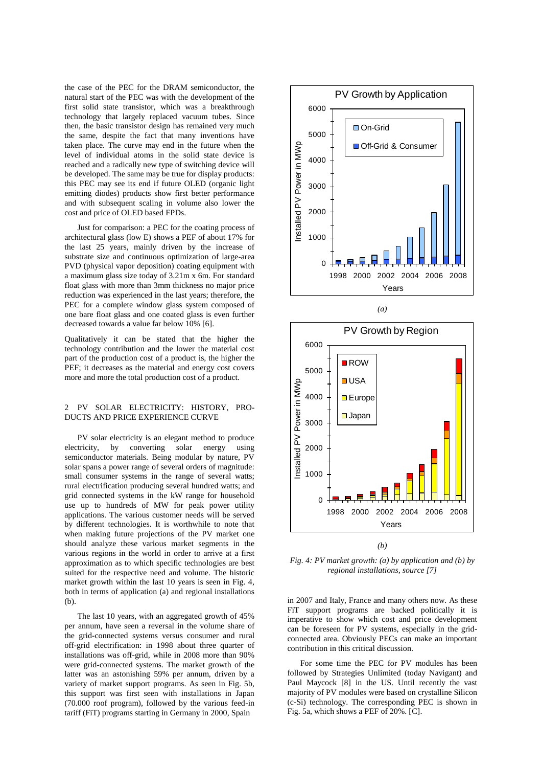the case of the PEC for the DRAM semiconductor, the natural start of the PEC was with the development of the first solid state transistor, which was a breakthrough technology that largely replaced vacuum tubes. Since then, the basic transistor design has remained very much the same, despite the fact that many inventions have taken place. The curve may end in the future when the level of individual atoms in the solid state device is reached and a radically new type of switching device will be developed. The same may be true for display products: this PEC may see its end if future OLED (organic light emitting diodes) products show first better performance and with subsequent scaling in volume also lower the cost and price of OLED based FPDs.

Just for comparison: a PEC for the coating process of architectural glass (low E) shows a PEF of about 17% for the last 25 years, mainly driven by the increase of substrate size and continuous optimization of large-area PVD (physical vapor deposition) coating equipment with a maximum glass size today of 3.21m x 6m. For standard float glass with more than 3mm thickness no major price reduction was experienced in the last years; therefore, the PEC for a complete window glass system composed of one bare float glass and one coated glass is even further decreased towards a value far below 10% [6].

Qualitatively it can be stated that the higher the technology contribution and the lower the material cost part of the production cost of a product is, the higher the PEF; it decreases as the material and energy cost covers more and more the total production cost of a product.

## 2 PV SOLAR ELECTRICITY: HISTORY, PRODUCTS AND PRICE EXPERIENCE CURVE

PV solar electricity is an elegant method to produce electricity, by converting solar energy using semiconductor materials. Being modular by nature, PV solar spans a power range of several orders of magnitude: small consumer systems in the range of several watts; rural electrification producing several hundred watts; and grid connected systems in the kW range for household use up to hundreds of MW for peak power utility applications. The various customer needs will be served by different technologies. It is worthwhile to note that when making future projections of the PV market one should analyze these various market segments in the various regions in the world in order to arrive at a first approximation as to which specific technologies are best suited for the respective need and volume. The historic market growth within the last 10 years is seen in Fig. 4, both in terms of application (a) and regional installations (b).

The last 10 years, with an aggregated growth of 45% per annum, have seen a reversal in the volume share of the grid-connected systems versus consumer and rural off-grid electrification: in 1998 about three quarter of installations was off-grid, while in 2008 more than 90% were grid-connected systems. The market growth of the latter was an astonishing 59% per annum, driven by a variety of market support programs. As seen in Fig. 5b, this support was first seen with installations in Japan (70.000 roof program), followed by the various feed-in tariff (FiT) programs starting in Germany in 2000, Spain

*(a)*

*(b)*

*Fig. 4: PV market growth: (a) by application and (b) by regional installations, source [7]*

in 2007 and Italy, France and many others now. As these FiT support programs are backed politically it is imperative to show which cost and price development can be foreseen for PV systems, especially in the grid-connected area. Obviously PECs can make an important contribution in this critical discussion.

For some time the PEC for PV modules has been followed by Strategies Unlimited (today Navigant) and Paul Maycock [8] in the US. Until recently the vast majority of PV modules were based on crystalline Silicon (c-Si) technology. The corresponding PEC is shown in Fig. 5a, which shows a PEF of 20%. [C].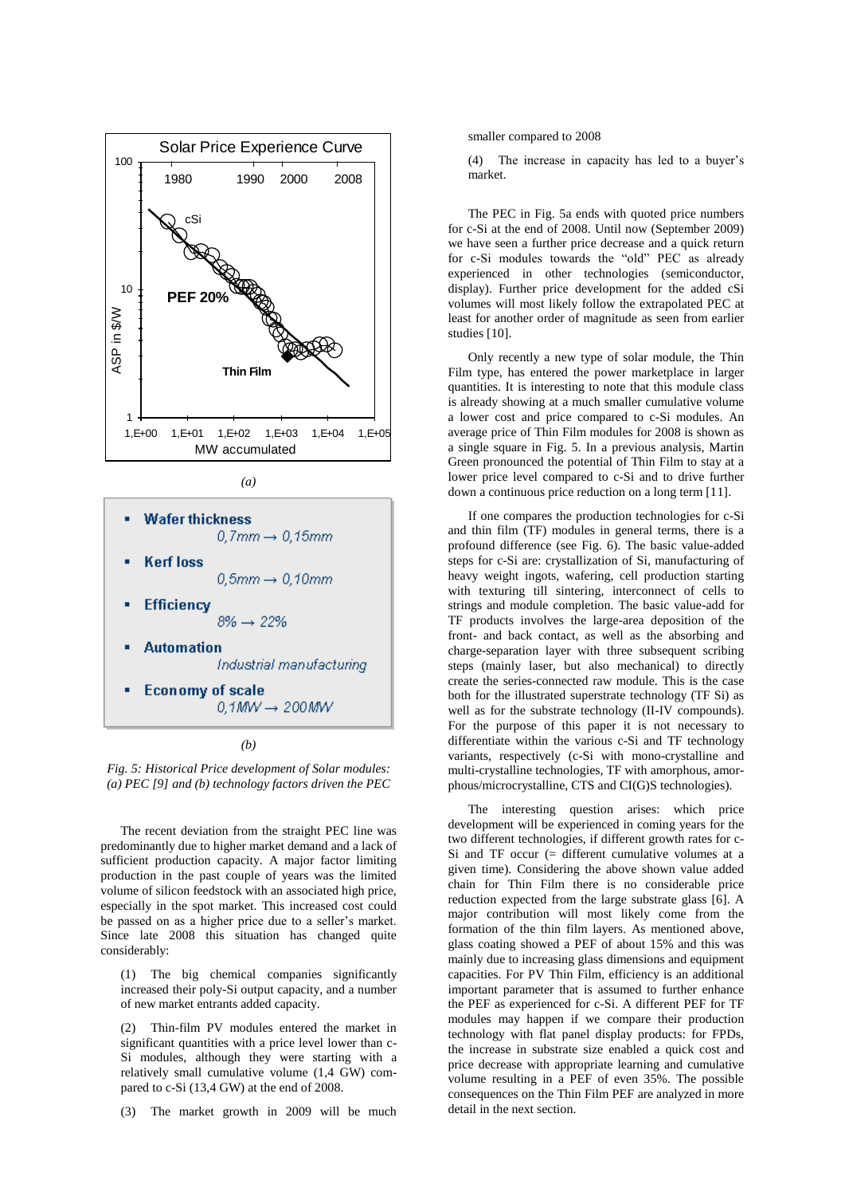*(a)*

- **Wafer thickness**
  0,7mm → 0,15mm
- **Kerf loss**
  0,5mm → 0,10mm
- **Efficiency**
  8% → 22%
- **Automation**
  Industrial manufacturing
- **Economy of scale**
  0,1MW → 200MW

*(b)*

*Fig. 5: Historical Price development of Solar modules: (a) PEC [9] and (b) technology factors driven the PEC*

The recent deviation from the straight PEC line was predominantly due to higher market demand and a lack of sufficient production capacity. A major factor limiting production in the past couple of years was the limited volume of silicon feedstock with an associated high price, especially in the spot market. This increased cost could be passed on as a higher price due to a seller's market. Since late 2008 this situation has changed quite considerably:

(1) The big chemical companies significantly increased their poly-Si output capacity, and a number of new market entrants added capacity.

(2) Thin-film PV modules entered the market in significant quantities with a price level lower than c-Si modules, although they were starting with a relatively small cumulative volume (1,4 GW) compared to c-Si (13,4 GW) at the end of 2008.

(3) The market growth in 2009 will be much smaller compared to 2008

(4) The increase in capacity has led to a buyer's market.

The PEC in Fig. 5a ends with quoted price numbers for c-Si at the end of 2008. Until now (September 2009) we have seen a further price decrease and a quick return for c-Si modules towards the "old" PEC as already experienced in other technologies (semiconductor, display). Further price development for the added cSi volumes will most likely follow the extrapolated PEC at least for another order of magnitude as seen from earlier studies [10].

Only recently a new type of solar module, the Thin Film type, has entered the power marketplace in larger quantities. It is interesting to note that this module class is already showing at a much smaller cumulative volume a lower cost and price compared to c-Si modules. An average price of Thin Film modules for 2008 is shown as a single square in Fig. 5. In a previous analysis, Martin Green pronounced the potential of Thin Film to stay at a lower price level compared to c-Si and to drive further down a continuous price reduction on a long term [11].

If one compares the production technologies for c-Si and thin film (TF) modules in general terms, there is a profound difference (see Fig. 6). The basic value-added steps for c-Si are: crystallization of Si, manufacturing of heavy weight ingots, wafering, cell production starting with texturing till sintering, interconnect of cells to strings and module completion. The basic value-add for TF products involves the large-area deposition of the front- and back contact, as well as the absorbing and charge-separation layer with three subsequent scribing steps (mainly laser, but also mechanical) to directly create the series-connected raw module. This is the case both for the illustrated superstrate technology (TF Si) as well as for the substrate technology (II-IV compounds). For the purpose of this paper it is not necessary to differentiate within the various c-Si and TF technology variants, respectively (c-Si with mono-crystalline and multi-crystalline technologies, TF with amorphous, amorphous/microcrystalline, CTS and CI(G)S technologies).

The interesting question arises: which price development will be experienced in coming years for the two different technologies, if different growth rates for c-Si and TF occur (= different cumulative volumes at a given time). Considering the above shown value added chain for Thin Film there is no considerable price reduction expected from the large substrate glass [6]. A major contribution will most likely come from the formation of the thin film layers. As mentioned above, glass coating showed a PEF of about 15% and this was mainly due to increasing glass dimensions and equipment capacities. For PV Thin Film, efficiency is an additional important parameter that is assumed to further enhance the PEF as experienced for c-Si. A different PEF for TF modules may happen if we compare their production technology with flat panel display products: for FPDs, the increase in substrate size enabled a quick cost and price decrease with appropriate learning and cumulative volume resulting in a PEF of even 35%. The possible consequences on the Thin Film PEF are analyzed in more detail in the next section.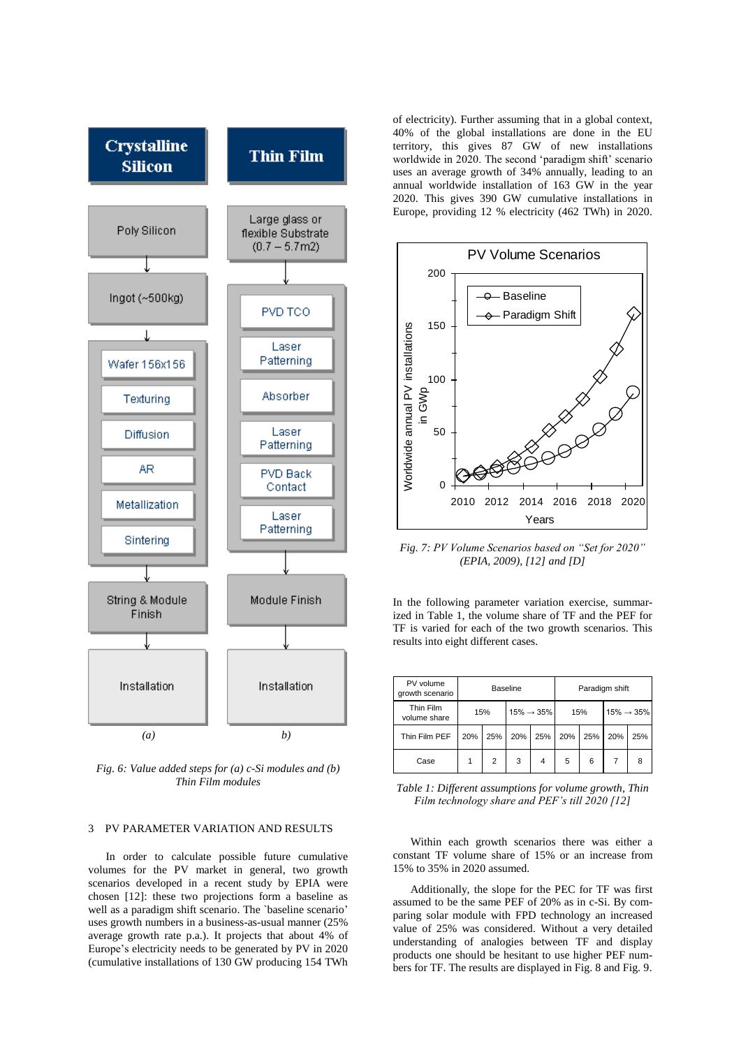Fig. 6: Value added steps for (a) c-Si modules and (b) Thin Film modules

## 3 PV PARAMETER VARIATION AND RESULTS

In order to calculate possible future cumulative volumes for the PV market in general, two growth scenarios developed in a recent study by EPIA were chosen [12]: these two projections form a baseline as well as a paradigm shift scenario. The `baseline scenario' uses growth numbers in a business-as-usual manner (25% average growth rate p.a.). It projects that about 4% of Europe's electricity needs to be generated by PV in 2020 (cumulative installations of 130 GW producing 154 TWh of electricity). Further assuming that in a global context, 40% of the global installations are done in the EU territory, this gives 87 GW of new installations worldwide in 2020. The second 'paradigm shift' scenario uses an average growth of 34% annually, leading to an annual worldwide installation of 163 GW in the year 2020. This gives 390 GW cumulative installations in Europe, providing 12 % electricity (462 TWh) in 2020.

*Fig. 7: PV Volume Scenarios based on "Set for 2020" (EPIA, 2009), [12] and [D]*

In the following parameter variation exercise, summarized in Table 1, the volume share of TF and the PEF for TF is varied for each of the two growth scenarios. This results into eight different cases.

| PV volume growth scenario | Baseline | | | | Paradigm shift | | | |
|---|---|---|---|---|---|---|---|---|
| Thin Film volume share | 15% | | 15% → 35% | | 15% | | 15% → 35% | |
| Thin Film PEF | 20% | 25% | 20% | 25% | 20% | 25% | 20% | 25% |
| Case | 1 | 2 | 3 | 4 | 5 | 6 | 7 | 8 |

*Table 1: Different assumptions for volume growth, Thin Film technology share and PEF's till 2020 [12]*

Within each growth scenarios there was either a constant TF volume share of 15% or an increase from 15% to 35% in 2020 assumed.

Additionally, the slope for the PEC for TF was first assumed to be the same PEF of 20% as in c-Si. By comparing solar module with FPD technology an increased value of 25% was considered. Without a very detailed understanding of analogies between TF and display products one should be hesitant to use higher PEF numbers for TF. The results are displayed in Fig. 8 and Fig. 9.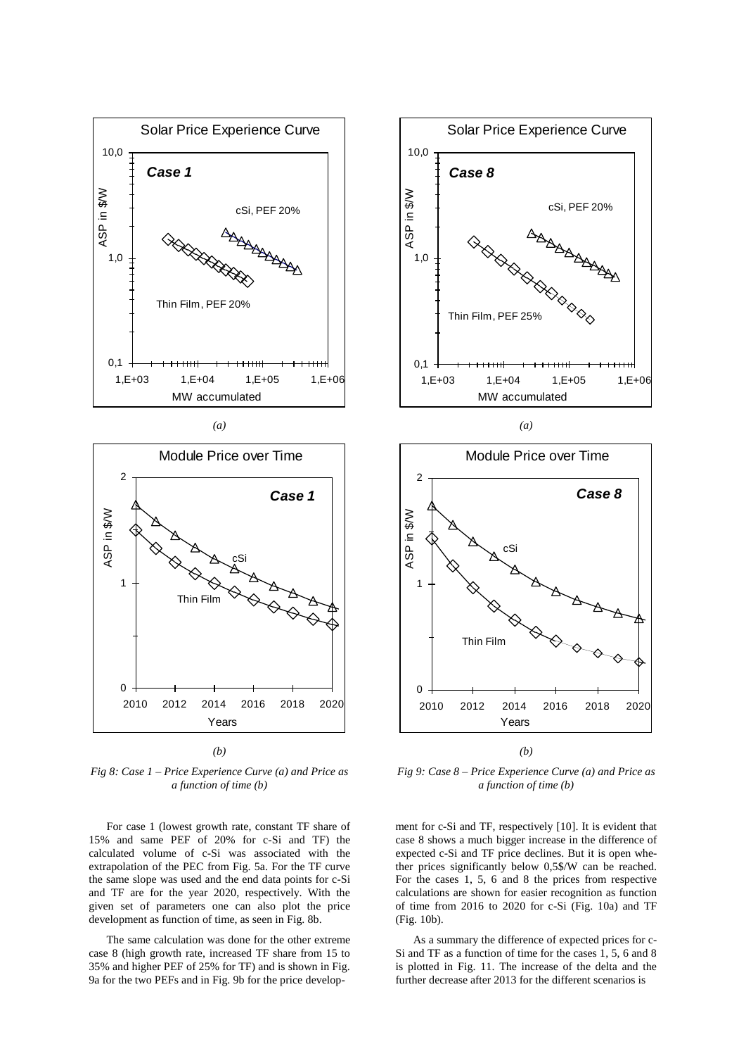*(a)*

*(b)*

*Fig 8: Case 1 – Price Experience Curve (a) and Price as a function of time (b)*

*(a)*

*(b)*

*Fig 9: Case 8 – Price Experience Curve (a) and Price as a function of time (b)*

For case 1 (lowest growth rate, constant TF share of 15% and same PEF of 20% for c-Si and TF) the calculated volume of c-Si was associated with the extrapolation of the PEC from Fig. 5a. For the TF curve the same slope was used and the end data points for c-Si and TF are for the year 2020, respectively. With the given set of parameters one can also plot the price development as function of time, as seen in Fig. 8b.

The same calculation was done for the other extreme case 8 (high growth rate, increased TF share from 15 to 35% and higher PEF of 25% for TF) and is shown in Fig. 9a for the two PEFs and in Fig. 9b for the price development for c-Si and TF, respectively [10]. It is evident that case 8 shows a much bigger increase in the difference of expected c-Si and TF price declines. But it is open whether prices significantly below 0,5$/W can be reached. For the cases 1, 5, 6 and 8 the prices from respective calculations are shown for easier recognition as function of time from 2016 to 2020 for c-Si (Fig. 10a) and TF (Fig. 10b).

As a summary the difference of expected prices for c-Si and TF as a function of time for the cases 1, 5, 6 and 8 is plotted in Fig. 11. The increase of the delta and the further decrease after 2013 for the different scenarios is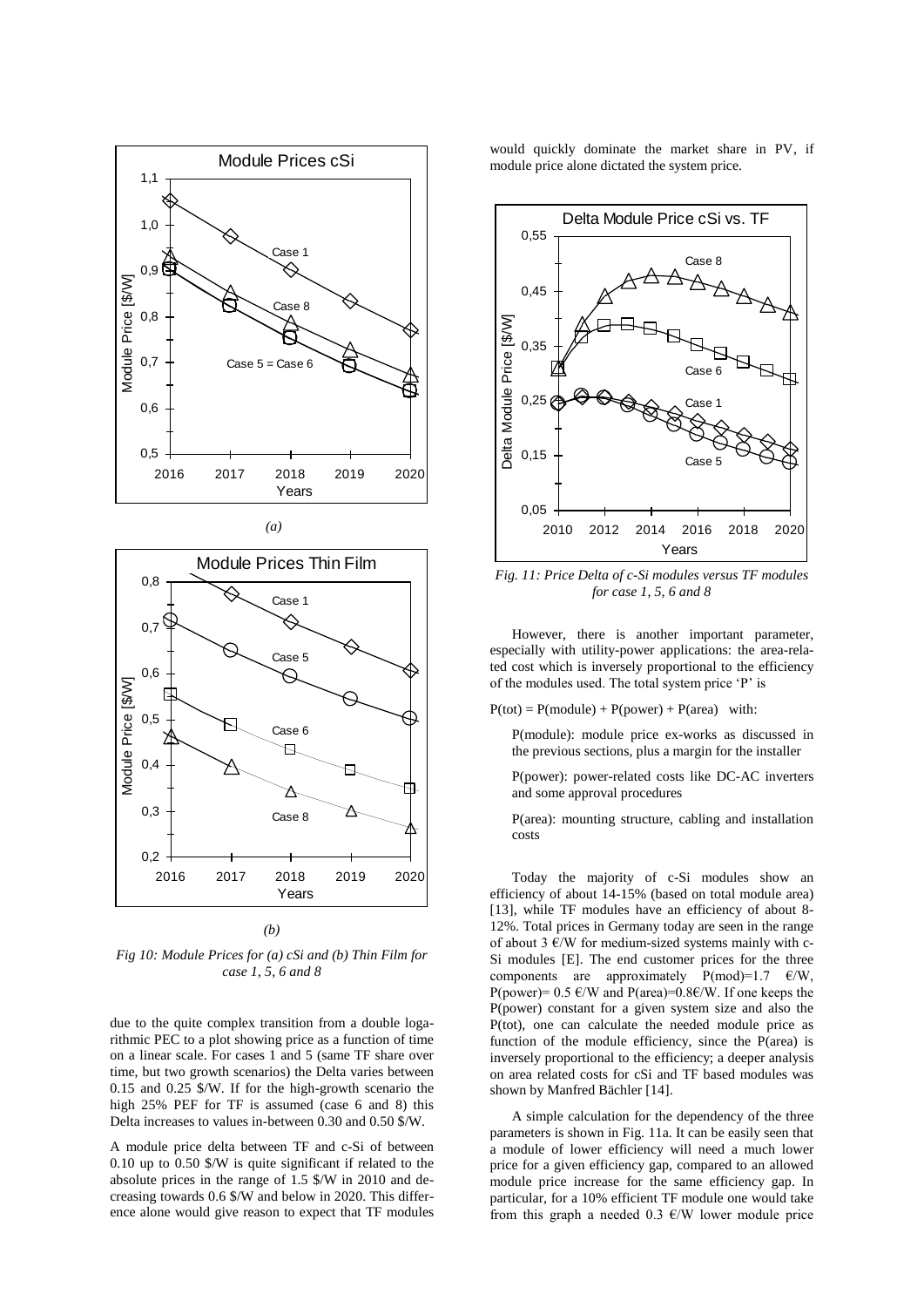*(a)*

*(b)*

*Fig 10: Module Prices for (a) cSi and (b) Thin Film for case 1, 5, 6 and 8*

due to the quite complex transition from a double logarithmic PEC to a plot showing price as a function of time on a linear scale. For cases 1 and 5 (same TF share over time, but two growth scenarios) the Delta varies between 0.15 and 0.25 \$/W. If for the high-growth scenario the high 25% PEF for TF is assumed (case 6 and 8) this Delta increases to values in-between 0.30 and 0.50 \$/W.

A module price delta between TF and c-Si of between 0.10 up to 0.50 \$/W is quite significant if related to the absolute prices in the range of 1.5 \$/W in 2010 and decreasing towards 0.6 \$/W and below in 2020. This difference alone would give reason to expect that TF modules would quickly dominate the market share in PV, if module price alone dictated the system price.

*Fig. 11: Price Delta of c-Si modules versus TF modules for case 1, 5, 6 and 8*

However, there is another important parameter, especially with utility-power applications: the area-related cost which is inversely proportional to the efficiency of the modules used. The total system price 'P' is

$P(tot) = P(module) + P(power) + P(area)$ with:

P(module): module price ex-works as discussed in the previous sections, plus a margin for the installer

P(power): power-related costs like DC-AC inverters and some approval procedures

P(area): mounting structure, cabling and installation costs

Today the majority of c-Si modules show an efficiency of about 14-15% (based on total module area) [13], while TF modules have an efficiency of about 8-12%. Total prices in Germany today are seen in the range of about 3 €/W for medium-sized systems mainly with c-Si modules [E]. The end customer prices for the three components are approximately P(mod)=1.7 €/W, P(power)= 0.5 €/W and P(area)=0.8€/W. If one keeps the P(power) constant for a given system size and also the P(tot), one can calculate the needed module price as function of the module efficiency, since the P(area) is inversely proportional to the efficiency; a deeper analysis on area related costs for cSi and TF based modules was shown by Manfred Bächler [14].

A simple calculation for the dependency of the three parameters is shown in Fig. 11a. It can be easily seen that a module of lower efficiency will need a much lower price for a given efficiency gap, compared to an allowed module price increase for the same efficiency gap. In particular, for a 10% efficient TF module one would take from this graph a needed 0.3 €/W lower module price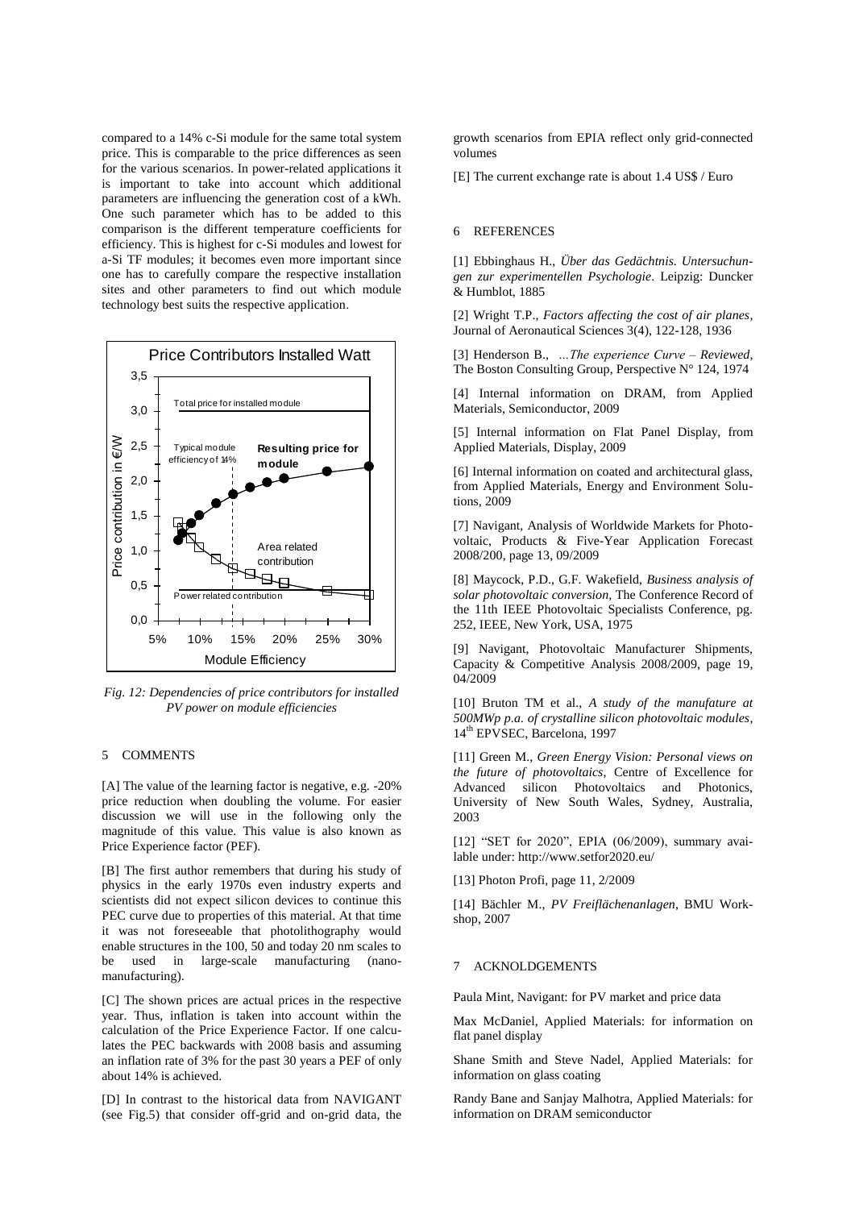compared to a 14% c-Si module for the same total system price. This is comparable to the price differences as seen for the various scenarios. In power-related applications it is important to take into account which additional parameters are influencing the generation cost of a kWh. One such parameter which has to be added to this comparison is the different temperature coefficients for efficiency. This is highest for c-Si modules and lowest for a-Si TF modules; it becomes even more important since one has to carefully compare the respective installation sites and other parameters to find out which module technology best suits the respective application.

Price Contributors Installed Watt

Price contribution in €/W

3,5
3,0
2,5
2,0
1,5
1,0
0,5
0,0

Total price for installed module

Typical module efficiency of 14%

Resulting price for module

Area related contribution

Power related contribution

5% 10% 15% 20% 25% 30%

Module Efficiency

*Fig. 12: Dependencies of price contributors for installed PV power on module efficiencies*

## 5 COMMENTS

[A] The value of the learning factor is negative, e.g. -20% price reduction when doubling the volume. For easier discussion we will use in the following only the magnitude of this value. This value is also known as Price Experience factor (PEF).

[B] The first author remembers that during his study of physics in the early 1970s even industry experts and scientists did not expect silicon devices to continue this PEC curve due to properties of this material. At that time it was not foreseeable that photolithography would enable structures in the 100, 50 and today 20 nm scales to be used in large-scale manufacturing (nano-manufacturing).

[C] The shown prices are actual prices in the respective year. Thus, inflation is taken into account within the calculation of the Price Experience Factor. If one calculates the PEC backwards with 2008 basis and assuming an inflation rate of 3% for the past 30 years a PEF of only about 14% is achieved.

[D] In contrast to the historical data from NAVIGANT (see Fig.5) that consider off-grid and on-grid data, the growth scenarios from EPIA reflect only grid-connected volumes

[E] The current exchange rate is about 1.4 US$ / Euro

## 6 REFERENCES

[1] Ebbinghaus H., *Über das Gedächtnis. Untersuchungen zur experimentellen Psychologie*. Leipzig: Duncker & Humblot, 1885

[2] Wright T.P., *Factors affecting the cost of air planes*, Journal of Aeronautical Sciences 3(4), 122-128, 1936

[3] Henderson B., *…The experience Curve – Reviewed*, The Boston Consulting Group, Perspective N° 124, 1974

[4] Internal information on DRAM, from Applied Materials, Semiconductor, 2009

[5] Internal information on Flat Panel Display, from Applied Materials, Display, 2009

[6] Internal information on coated and architectural glass, from Applied Materials, Energy and Environment Solutions, 2009

[7] Navigant, Analysis of Worldwide Markets for Photovoltaic, Products & Five-Year Application Forecast 2008/200, page 13, 09/2009

[8] Maycock, P.D., G.F. Wakefield, *Business analysis of solar photovoltaic conversion*, The Conference Record of the 11th IEEE Photovoltaic Specialists Conference, pg. 252, IEEE, New York, USA, 1975

[9] Navigant, Photovoltaic Manufacturer Shipments, Capacity & Competitive Analysis 2008/2009, page 19, 04/2009

[10] Bruton TM et al., *A study of the manufature at 500MWp p.a. of crystalline silicon photovoltaic modules*, 14th EPVSEC, Barcelona, 1997

[11] Green M., *Green Energy Vision: Personal views on the future of photovoltaics*, Centre of Excellence for Advanced silicon Photovoltaics and Photonics, University of New South Wales, Sydney, Australia, 2003

[12] "SET for 2020", EPIA (06/2009), summary available under: http://www.setfor2020.eu/

[13] Photon Profi, page 11, 2/2009

[14] Bächler M., *PV Freiflächenanlagen*, BMU Workshop, 2007

## 7 ACKNOLDGEMENTS

Paula Mint, Navigant: for PV market and price data

Max McDaniel, Applied Materials: for information on flat panel display

Shane Smith and Steve Nadel, Applied Materials: for information on glass coating

Randy Bane and Sanjay Malhotra, Applied Materials: for information on DRAM semiconductor